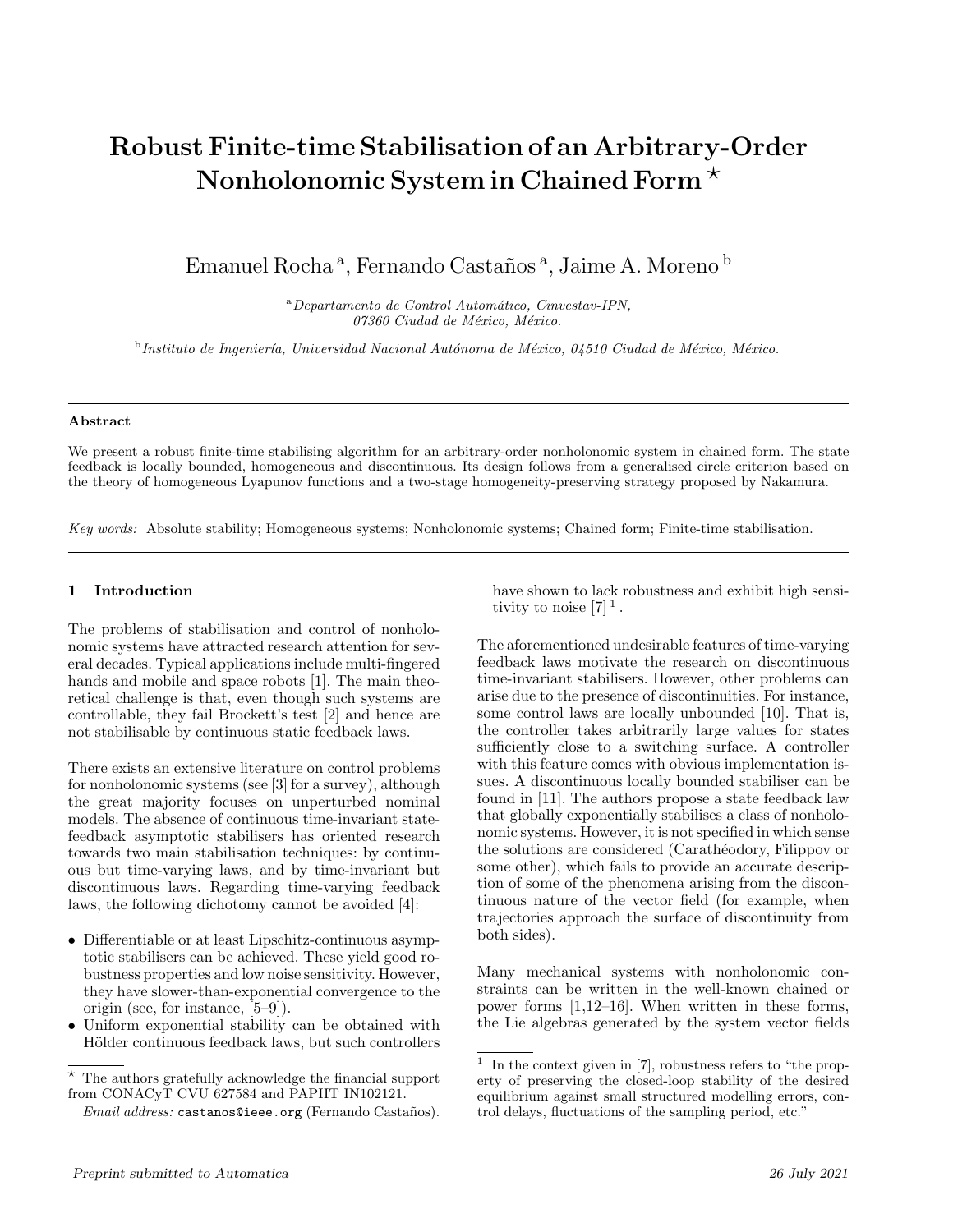# Robust Finite-time Stabilisation of an Arbitrary-Order Nonholonomic System in Chained Form *

Emanuel Rocha [a], Fernando Castaños [a], Jaime A. Moreno [b]

[a] *Departamento de Control Automático, Cinvestav-IPN, 07360 Ciudad de México, México.*

[b] *Instituto de Ingeniería, Universidad Nacional Autónoma de México, 04510 Ciudad de México, México.*

---

**Abstract**

We present a robust finite-time stabilising algorithm for an arbitrary-order nonholonomic system in chained form. The state feedback is locally bounded, homogeneous and discontinuous. Its design follows from a generalised circle criterion based on the theory of homogeneous Lyapunov functions and a two-stage homogeneity-preserving strategy proposed by Nakamura.

*Key words:* Absolute stability; Homogeneous systems; Nonholonomic systems; Chained form; Finite-time stabilisation.

---

## 1 Introduction

The problems of stabilisation and control of nonholonomic systems have attracted research attention for several decades. Typical applications include multi-fingered hands and mobile and space robots [1]. The main theoretical challenge is that, even though such systems are controllable, they fail Brockett's test [2] and hence are not stabilisable by continuous static feedback laws.

There exists an extensive literature on control problems for nonholonomic systems (see [3] for a survey), although the great majority focuses on unperturbed nominal models. The absence of continuous time-invariant state-feedback asymptotic stabilisers has oriented research towards two main stabilisation techniques: by continuous but time-varying laws, and by time-invariant but discontinuous laws. Regarding time-varying feedback laws, the following dichotomy cannot be avoided [4]:

- Differentiable or at least Lipschitz-continuous asymptotic stabilisers can be achieved. These yield good robustness properties and low noise sensitivity. However, they have slower-than-exponential convergence to the origin (see, for instance, [5–9]).
- Uniform exponential stability can be obtained with Hölder continuous feedback laws, but such controllers have shown to lack robustness and exhibit high sensitivity to noise [7] [1].

The aforementioned undesirable features of time-varying feedback laws motivate the research on discontinuous time-invariant stabilisers. However, other problems can arise due to the presence of discontinuities. For instance, some control laws are locally unbounded [10]. That is, the controller takes arbitrarily large values for states sufficiently close to a switching surface. A controller with this feature comes with obvious implementation issues. A discontinuous locally bounded stabiliser can be found in [11]. The authors propose a state feedback law that globally exponentially stabilises a class of nonholonomic systems. However, it is not specified in which sense the solutions are considered (Carathéodory, Filippov or some other), which fails to provide an accurate description of some of the phenomena arising from the discontinuous nature of the vector field (for example, when trajectories approach the surface of discontinuity from both sides).

Many mechanical systems with nonholonomic constraints can be written in the well-known chained or power forms [1,12–16]. When written in these forms, the Lie algebras generated by the system vector fields

---

* The authors gratefully acknowledge the financial support from CONACyT CVU 627584 and PAPIIT IN102121.

*Email address:* castanos@ieee.org (Fernando Castaños).

[1] In the context given in [7], robustness refers to "the property of preserving the closed-loop stability of the desired equilibrium against small structured modelling errors, control delays, fluctuations of the sampling period, etc."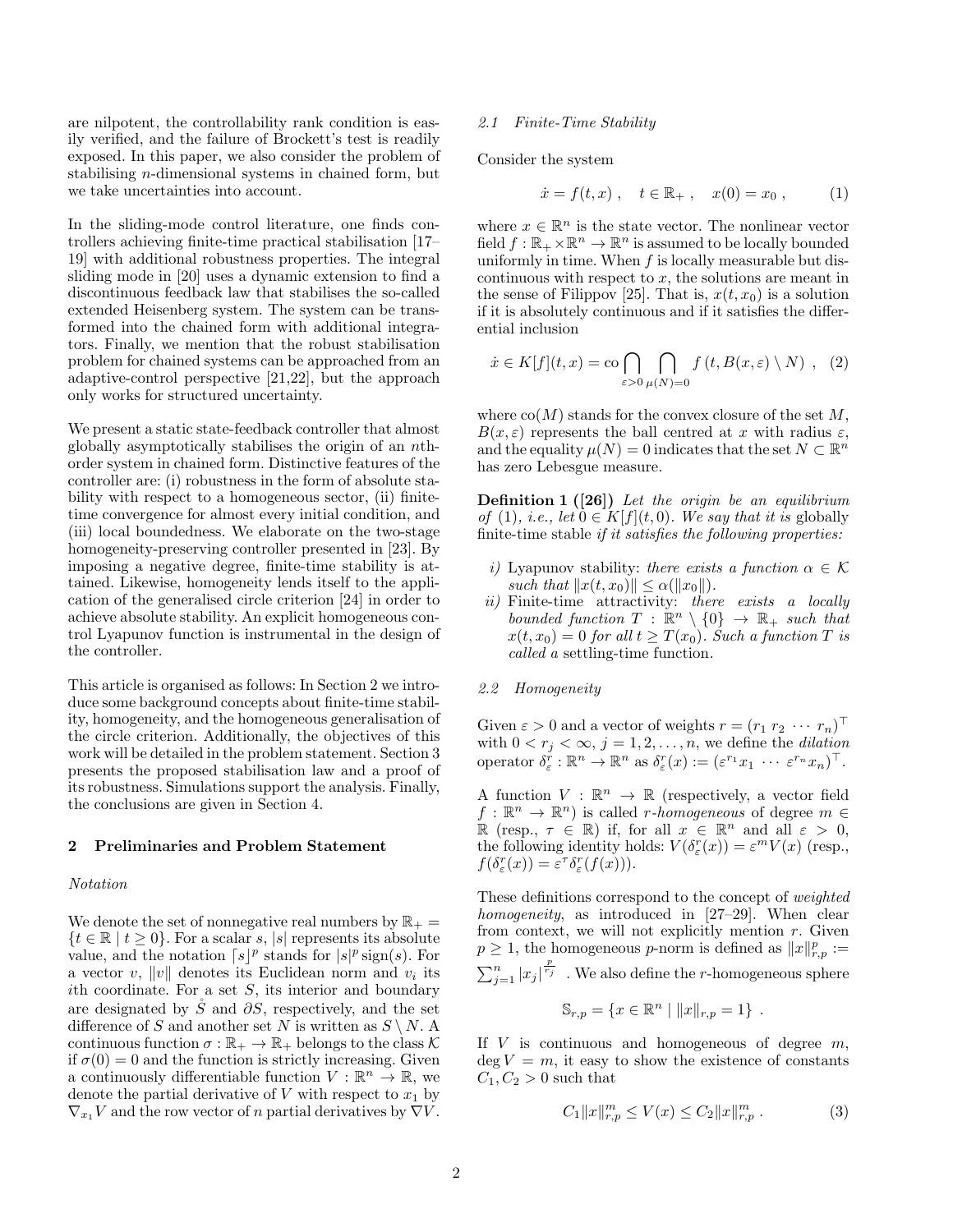are nilpotent, the controllability rank condition is easily verified, and the failure of Brockett's test is readily exposed. In this paper, we also consider the problem of stabilising $n$-dimensional systems in chained form, but we take uncertainties into account.

In the sliding-mode control literature, one finds controllers achieving finite-time practical stabilisation [17–19] with additional robustness properties. The integral sliding mode in [20] uses a dynamic extension to find a discontinuous feedback law that stabilises the so-called extended Heisenberg system. The system can be transformed into the chained form with additional integrators. Finally, we mention that the robust stabilisation problem for chained systems can be approached from an adaptive-control perspective [21,22], but the approach only works for structured uncertainty.

We present a static state-feedback controller that almost globally asymptotically stabilises the origin of an $n$th-order system in chained form. Distinctive features of the controller are: (i) robustness in the form of absolute stability with respect to a homogeneous sector, (ii) finite-time convergence for almost every initial condition, and (iii) local boundedness. We elaborate on the two-stage homogeneity-preserving controller presented in [23]. By imposing a negative degree, finite-time stability is attained. Likewise, homogeneity lends itself to the application of the generalised circle criterion [24] in order to achieve absolute stability. An explicit homogeneous control Lyapunov function is instrumental in the design of the controller.

This article is organised as follows: In Section 2 we introduce some background concepts about finite-time stability, homogeneity, and the homogeneous generalisation of the circle criterion. Additionally, the objectives of this work will be detailed in the problem statement. Section 3 presents the proposed stabilisation law and a proof of its robustness. Simulations support the analysis. Finally, the conclusions are given in Section 4.

## 2 Preliminaries and Problem Statement

*Notation*

We denote the set of nonnegative real numbers by $\mathbb{R}_+ = \{t \in \mathbb{R} \mid t \geq 0\}$. For a scalar $s$, $|s|$ represents its absolute value, and the notation $\lceil s \rfloor^p$ stands for $|s|^p \operatorname{sign}(s)$. For a vector $v$, $\|v\|$ denotes its Euclidean norm and $v_i$ its $i$th coordinate. For a set $S$, its interior and boundary are designated by $\mathring{S}$ and $\partial S$, respectively, and the set difference of $S$ and another set $N$ is written as $S \setminus N$. A continuous function $\sigma : \mathbb{R}_+ \to \mathbb{R}_+$ belongs to the class $\mathcal{K}$ if $\sigma(0) = 0$ and the function is strictly increasing. Given a continuously differentiable function $V : \mathbb{R}^n \to \mathbb{R}$, we denote the partial derivative of $V$ with respect to $x_1$ by $\nabla_{x_1} V$ and the row vector of $n$ partial derivatives by $\nabla V$.

### *2.1 Finite-Time Stability*

Consider the system

$$\dot{x} = f(t, x) \ , \quad t \in \mathbb{R}_+ \ , \quad x(0) = x_0 \ , \tag{1}$$

where $x \in \mathbb{R}^n$ is the state vector. The nonlinear vector field $f : \mathbb{R}_+ \times \mathbb{R}^n \to \mathbb{R}^n$ is assumed to be locally bounded uniformly in time. When $f$ is locally measurable but discontinuous with respect to $x$, the solutions are meant in the sense of Filippov [25]. That is, $x(t, x_0)$ is a solution if it is absolutely continuous and if it satisfies the differential inclusion

$$\dot{x} \in K[f](t, x) = \operatorname{co} \bigcap_{\varepsilon > 0} \bigcap_{\mu(N) = 0} f\left(t, B(x, \varepsilon) \setminus N\right) \ , \tag{2}$$

where $\operatorname{co}(M)$ stands for the convex closure of the set $M$, $B(x, \varepsilon)$ represents the ball centred at $x$ with radius $\varepsilon$, and the equality $\mu(N) = 0$ indicates that the set $N \subset \mathbb{R}^n$ has zero Lebesgue measure.

**Definition 1 ([26])** *Let the origin be an equilibrium of (1), i.e., let $0 \in K[f](t, 0)$. We say that it is* globally finite-time stable *if it satisfies the following properties:*

*i)* Lyapunov stability: *there exists a function $\alpha \in \mathcal{K}$ such that $\|x(t, x_0)\| \leq \alpha(\|x_0\|)$.*
*ii)* Finite-time attractivity: *there exists a locally bounded function $T : \mathbb{R}^n \setminus \{0\} \to \mathbb{R}_+$ such that $x(t, x_0) = 0$ for all $t \geq T(x_0)$. Such a function $T$ is called a* settling-time function.

### *2.2 Homogeneity*

Given $\varepsilon > 0$ and a vector of weights $r = (r_1 \ r_2 \ \cdots \ r_n)^\top$ with $0 < r_j < \infty$, $j = 1, 2, \ldots, n$, we define the *dilation* operator $\delta_\varepsilon^r : \mathbb{R}^n \to \mathbb{R}^n$ as $\delta_\varepsilon^r(x) := (\varepsilon^{r_1} x_1 \ \cdots \ \varepsilon^{r_n} x_n)^\top$.

A function $V : \mathbb{R}^n \to \mathbb{R}$ (respectively, a vector field $f : \mathbb{R}^n \to \mathbb{R}^n$) is called *$r$-homogeneous* of degree $m \in \mathbb{R}$ (resp., $\tau \in \mathbb{R}$) if, for all $x \in \mathbb{R}^n$ and all $\varepsilon > 0$, the following identity holds: $V(\delta_\varepsilon^r(x)) = \varepsilon^m V(x)$ (resp., $f(\delta_\varepsilon^r(x)) = \varepsilon^\tau \delta_\varepsilon^r(f(x))$).

These definitions correspond to the concept of *weighted homogeneity*, as introduced in [27–29]. When clear from context, we will not explicitly mention $r$. Given $p \geq 1$, the homogeneous $p$-norm is defined as $\|x\|_{r,p}^p := \sum_{j=1}^n |x_j|^{\frac{p}{r_j}}$. We also define the $r$-homogeneous sphere

$$\mathbb{S}_{r,p} = \{x \in \mathbb{R}^n \mid \|x\|_{r,p} = 1\} \ .$$

If $V$ is continuous and homogeneous of degree $m$, $\deg V = m$, it easy to show the existence of constants $C_1, C_2 > 0$ such that

$$C_1 \|x\|_{r,p}^m \leq V(x) \leq C_2 \|x\|_{r,p}^m \ . \tag{3}$$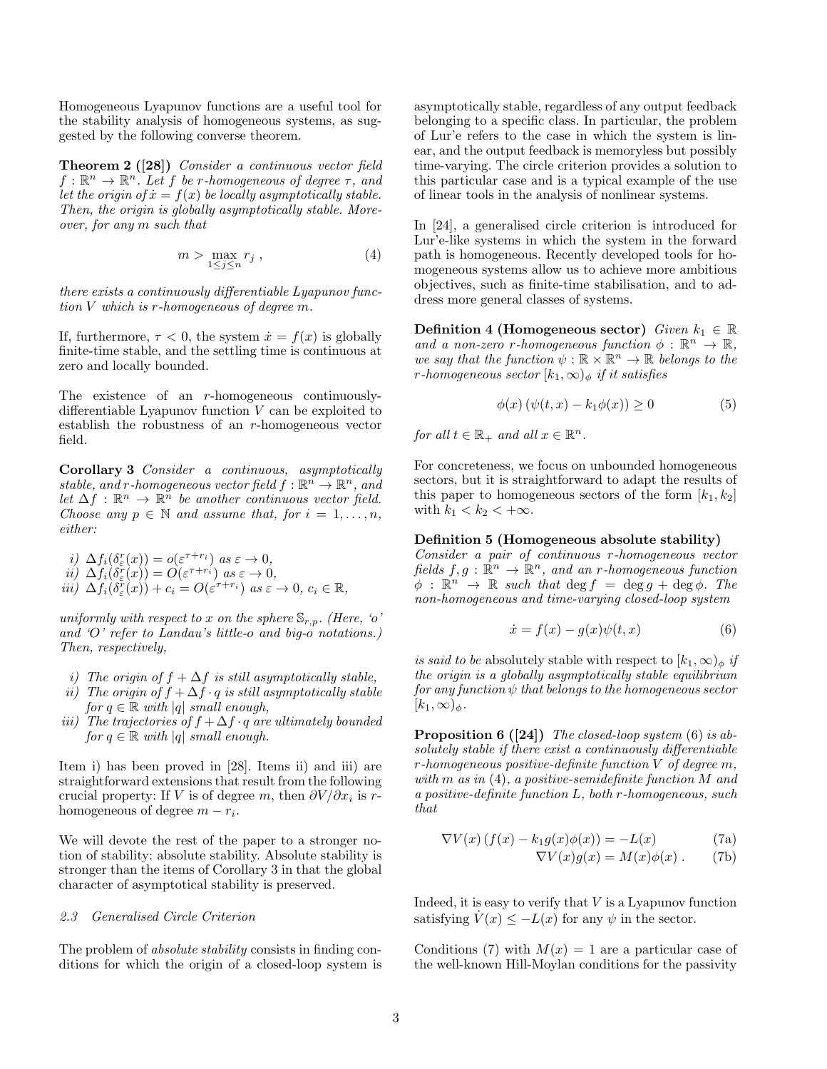Homogeneous Lyapunov functions are a useful tool for the stability analysis of homogeneous systems, as suggested by the following converse theorem.

**Theorem 2 ([28])** *Consider a continuous vector field $f : \mathbb{R}^n \to \mathbb{R}^n$. Let $f$ be $r$-homogeneous of degree $\tau$, and let the origin of $\dot{x} = f(x)$ be locally asymptotically stable. Then, the origin is globally asymptotically stable. Moreover, for any $m$ such that*

$$m > \max_{1 \leq j \leq n} r_j \, , \tag{4}$$

*there exists a continuously differentiable Lyapunov function $V$ which is $r$-homogeneous of degree $m$.*

If, furthermore, $\tau < 0$, the system $\dot{x} = f(x)$ is globally finite-time stable, and the settling time is continuous at zero and locally bounded.

The existence of an $r$-homogeneous continuously-differentiable Lyapunov function $V$ can be exploited to establish the robustness of an $r$-homogeneous vector field.

**Corollary 3** *Consider a continuous, asymptotically stable, and $r$-homogeneous vector field $f : \mathbb{R}^n \to \mathbb{R}^n$, and let $\Delta f : \mathbb{R}^n \to \mathbb{R}^n$ be another continuous vector field. Choose any $p \in \mathbb{N}$ and assume that, for $i = 1, \ldots, n$, either:*

*i)* $\Delta f_i(\delta_\varepsilon^r(x)) = o(\varepsilon^{\tau + r_i})$ *as* $\varepsilon \to 0$,
*ii)* $\Delta f_i(\delta_\varepsilon^r(x)) = O(\varepsilon^{\tau + r_i})$ *as* $\varepsilon \to 0$,
*iii)* $\Delta f_i(\delta_\varepsilon^r(x)) + c_i = O(\varepsilon^{\tau + r_i})$ *as* $\varepsilon \to 0$, $c_i \in \mathbb{R}$,

*uniformly with respect to $x$ on the sphere $\mathbb{S}_{r,p}$. (Here, 'o' and 'O' refer to Landau's little-o and big-o notations.) Then, respectively,*

*i) The origin of $f + \Delta f$ is still asymptotically stable,*
*ii) The origin of $f + \Delta f \cdot q$ is still asymptotically stable for $q \in \mathbb{R}$ with $|q|$ small enough,*
*iii) The trajectories of $f + \Delta f \cdot q$ are ultimately bounded for $q \in \mathbb{R}$ with $|q|$ small enough.*

Item i) has been proved in [28]. Items ii) and iii) are straightforward extensions that result from the following crucial property: If $V$ is of degree $m$, then $\partial V / \partial x_i$ is $r$-homogeneous of degree $m - r_i$.

We will devote the rest of the paper to a stronger notion of stability: absolute stability. Absolute stability is stronger than the items of Corollary 3 in that the global character of asymptotical stability is preserved.

### *2.3 Generalised Circle Criterion*

The problem of *absolute stability* consists in finding conditions for which the origin of a closed-loop system is asymptotically stable, regardless of any output feedback belonging to a specific class. In particular, the problem of Lur'e refers to the case in which the system is linear, and the output feedback is memoryless but possibly time-varying. The circle criterion provides a solution to this particular case and is a typical example of the use of linear tools in the analysis of nonlinear systems.

In [24], a generalised circle criterion is introduced for Lur'e-like systems in which the system in the forward path is homogeneous. Recently developed tools for homogeneous systems allow us to achieve more ambitious objectives, such as finite-time stabilisation, and to address more general classes of systems.

**Definition 4 (Homogeneous sector)** *Given $k_1 \in \mathbb{R}$ and a non-zero $r$-homogeneous function $\phi : \mathbb{R}^n \to \mathbb{R}$, we say that the function $\psi : \mathbb{R} \times \mathbb{R}^n \to \mathbb{R}$ belongs to the $r$-homogeneous sector $[k_1, \infty)_\phi$ if it satisfies*

$$\phi(x) \left( \psi(t, x) - k_1 \phi(x) \right) \geq 0 \tag{5}$$

*for all $t \in \mathbb{R}_+$ and all $x \in \mathbb{R}^n$.*

For concreteness, we focus on unbounded homogeneous sectors, but it is straightforward to adapt the results of this paper to homogeneous sectors of the form $[k_1, k_2]$ with $k_1 < k_2 < +\infty$.

**Definition 5 (Homogeneous absolute stability)** *Consider a pair of continuous $r$-homogeneous vector fields $f, g : \mathbb{R}^n \to \mathbb{R}^n$, and an $r$-homogeneous function $\phi : \mathbb{R}^n \to \mathbb{R}$ such that $\deg f = \deg g + \deg \phi$. The non-homogeneous and time-varying closed-loop system*

$$\dot{x} = f(x) - g(x) \psi(t, x) \tag{6}$$

*is said to be* absolutely stable with respect to $[k_1, \infty)_\phi$ *if the origin is a globally asymptotically stable equilibrium for any function $\psi$ that belongs to the homogeneous sector $[k_1, \infty)_\phi$.*

**Proposition 6 ([24])** *The closed-loop system (6) is absolutely stable if there exist a continuously differentiable $r$-homogeneous positive-definite function $V$ of degree $m$, with $m$ as in (4), a positive-semidefinite function $M$ and a positive-definite function $L$, both $r$-homogeneous, such that*

$$\nabla V(x) \left( f(x) - k_1 g(x) \phi(x) \right) = -L(x) \tag{7a}$$

$$\nabla V(x) g(x) = M(x) \phi(x) \, . \tag{7b}$$

Indeed, it is easy to verify that $V$ is a Lyapunov function satisfying $\dot{V}(x) \leq -L(x)$ for any $\psi$ in the sector.

Conditions (7) with $M(x) = 1$ are a particular case of the well-known Hill-Moylan conditions for the passivity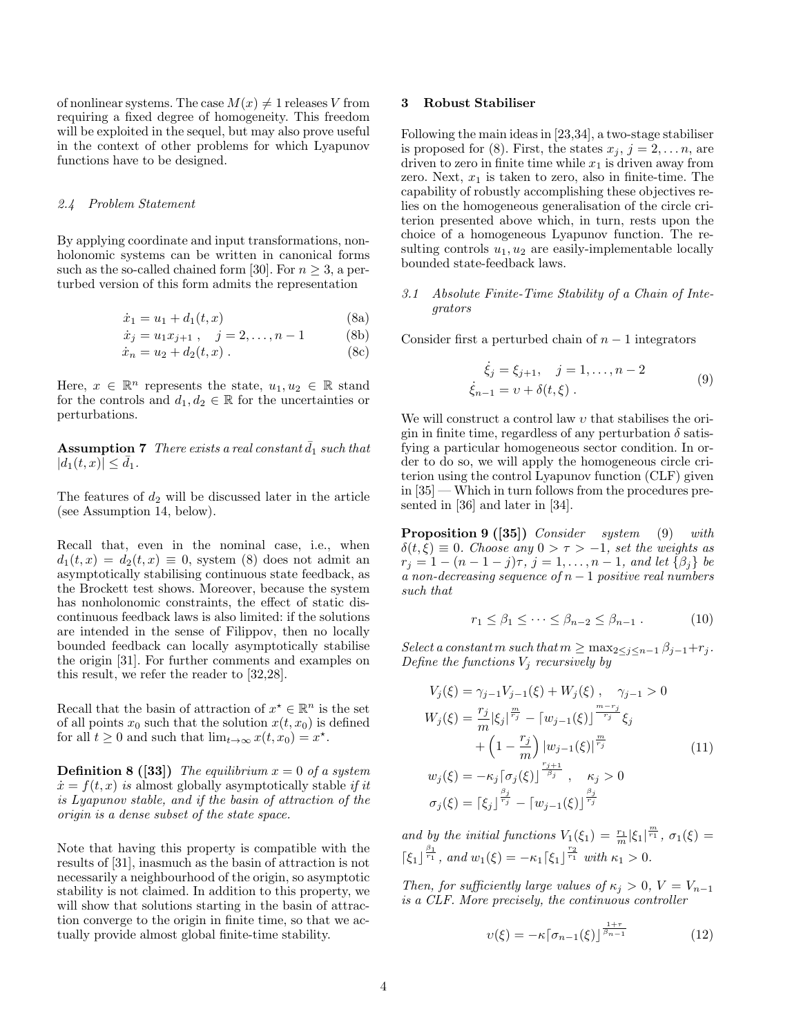of nonlinear systems. The case $M(x) \neq 1$ releases $V$ from requiring a fixed degree of homogeneity. This freedom will be exploited in the sequel, but may also prove useful in the context of other problems for which Lyapunov functions have to be designed.

### 2.4 Problem Statement

By applying coordinate and input transformations, nonholonomic systems can be written in canonical forms such as the so-called chained form [30]. For $n \geq 3$, a perturbed version of this form admits the representation

$$\dot{x}_1 = u_1 + d_1(t,x) \tag{8a}$$

$$\dot{x}_j = u_1 x_{j+1}\,, \quad j = 2, \ldots, n-1 \tag{8b}$$

$$\dot{x}_n = u_2 + d_2(t,x)\,. \tag{8c}$$

Here, $x \in \mathbb{R}^n$ represents the state, $u_1, u_2 \in \mathbb{R}$ stand for the controls and $d_1, d_2 \in \mathbb{R}$ for the uncertainties or perturbations.

**Assumption 7** *There exists a real constant $\bar{d}_1$ such that $|d_1(t,x)| \leq \bar{d}_1$.*

The features of $d_2$ will be discussed later in the article (see Assumption 14, below).

Recall that, even in the nominal case, i.e., when $d_1(t,x) = d_2(t,x) \equiv 0$, system (8) does not admit an asymptotically stabilising continuous state feedback, as the Brockett test shows. Moreover, because the system has nonholonomic constraints, the effect of static discontinuous feedback laws is also limited: if the solutions are intended in the sense of Filippov, then no locally bounded feedback can locally asymptotically stabilise the origin [31]. For further comments and examples on this result, we refer the reader to [32,28].

Recall that the basin of attraction of $x^\star \in \mathbb{R}^n$ is the set of all points $x_0$ such that the solution $x(t,x_0)$ is defined for all $t \geq 0$ and such that $\lim_{t\to\infty} x(t,x_0) = x^\star$.

**Definition 8 ([33])** *The equilibrium $x = 0$ of a system $\dot{x} = f(t,x)$ is* almost globally asymptotically stable *if it is Lyapunov stable, and if the basin of attraction of the origin is a dense subset of the state space.*

Note that having this property is compatible with the results of [31], inasmuch as the basin of attraction is not necessarily a neighbourhood of the origin, so asymptotic stability is not claimed. In addition to this property, we will show that solutions starting in the basin of attraction converge to the origin in finite time, so that we actually provide almost global finite-time stability.

## 3 Robust Stabiliser

Following the main ideas in [23,34], a two-stage stabiliser is proposed for (8). First, the states $x_j$, $j = 2, \ldots n$, are driven to zero in finite time while $x_1$ is driven away from zero. Next, $x_1$ is taken to zero, also in finite-time. The capability of robustly accomplishing these objectives relies on the homogeneous generalisation of the circle criterion presented above which, in turn, rests upon the choice of a homogeneous Lyapunov function. The resulting controls $u_1, u_2$ are easily-implementable locally bounded state-feedback laws.

### 3.1 Absolute Finite-Time Stability of a Chain of Integrators

Consider first a perturbed chain of $n-1$ integrators

$$\begin{aligned} \dot{\xi}_j &= \xi_{j+1}, \quad j = 1, \ldots, n-2 \\ \dot{\xi}_{n-1} &= \upsilon + \delta(t,\xi)\,. \end{aligned} \tag{9}$$

We will construct a control law $\upsilon$ that stabilises the origin in finite time, regardless of any perturbation $\delta$ satisfying a particular homogeneous sector condition. In order to do so, we will apply the homogeneous circle criterion using the control Lyapunov function (CLF) given in [35] — Which in turn follows from the procedures presented in [36] and later in [34].

**Proposition 9 ([35])** *Consider system (9) with $\delta(t,\xi) \equiv 0$. Choose any $0 > \tau > -1$, set the weights as $r_j = 1 - (n-1-j)\tau$, $j = 1, \ldots, n-1$, and let $\{\beta_j\}$ be a non-decreasing sequence of $n-1$ positive real numbers such that*

$$r_1 \leq \beta_1 \leq \cdots \leq \beta_{n-2} \leq \beta_{n-1}\,. \tag{10}$$

*Select a constant $m$ such that $m \geq \max_{2\leq j\leq n-1} \beta_{j-1} + r_j$. Define the functions $V_j$ recursively by*

$$\begin{aligned} V_j(\xi) &= \gamma_{j-1} V_{j-1}(\xi) + W_j(\xi)\,, \quad \gamma_{j-1} > 0 \\ W_j(\xi) &= \frac{r_j}{m} |\xi_j|^{\frac{m}{r_j}} - \lceil w_{j-1}(\xi) \rfloor^{\frac{m-r_j}{r_j}} \xi_j \\ &\quad + \left(1 - \frac{r_j}{m}\right) |w_{j-1}(\xi)|^{\frac{m}{r_j}} \\ w_j(\xi) &= -\kappa_j \lceil \sigma_j(\xi) \rfloor^{\frac{r_{j+1}}{\beta_j}}\,, \quad \kappa_j > 0 \\ \sigma_j(\xi) &= \lceil \xi_j \rfloor^{\frac{\beta_j}{r_j}} - \lceil w_{j-1}(\xi) \rfloor^{\frac{\beta_j}{r_j}} \end{aligned} \tag{11}$$

*and by the initial functions $V_1(\xi_1) = \frac{r_1}{m} |\xi_1|^{\frac{m}{r_1}}$, $\sigma_1(\xi) = \lceil \xi_1 \rfloor^{\frac{\beta_1}{r_1}}$, and $w_1(\xi) = -\kappa_1 \lceil \xi_1 \rfloor^{\frac{r_2}{r_1}}$ with $\kappa_1 > 0$.*

*Then, for sufficiently large values of $\kappa_j > 0$, $V = V_{n-1}$ is a CLF. More precisely, the continuous controller*

$$\upsilon(\xi) = -\kappa \lceil \sigma_{n-1}(\xi) \rfloor^{\frac{1+\tau}{\beta_{n-1}}} \tag{12}$$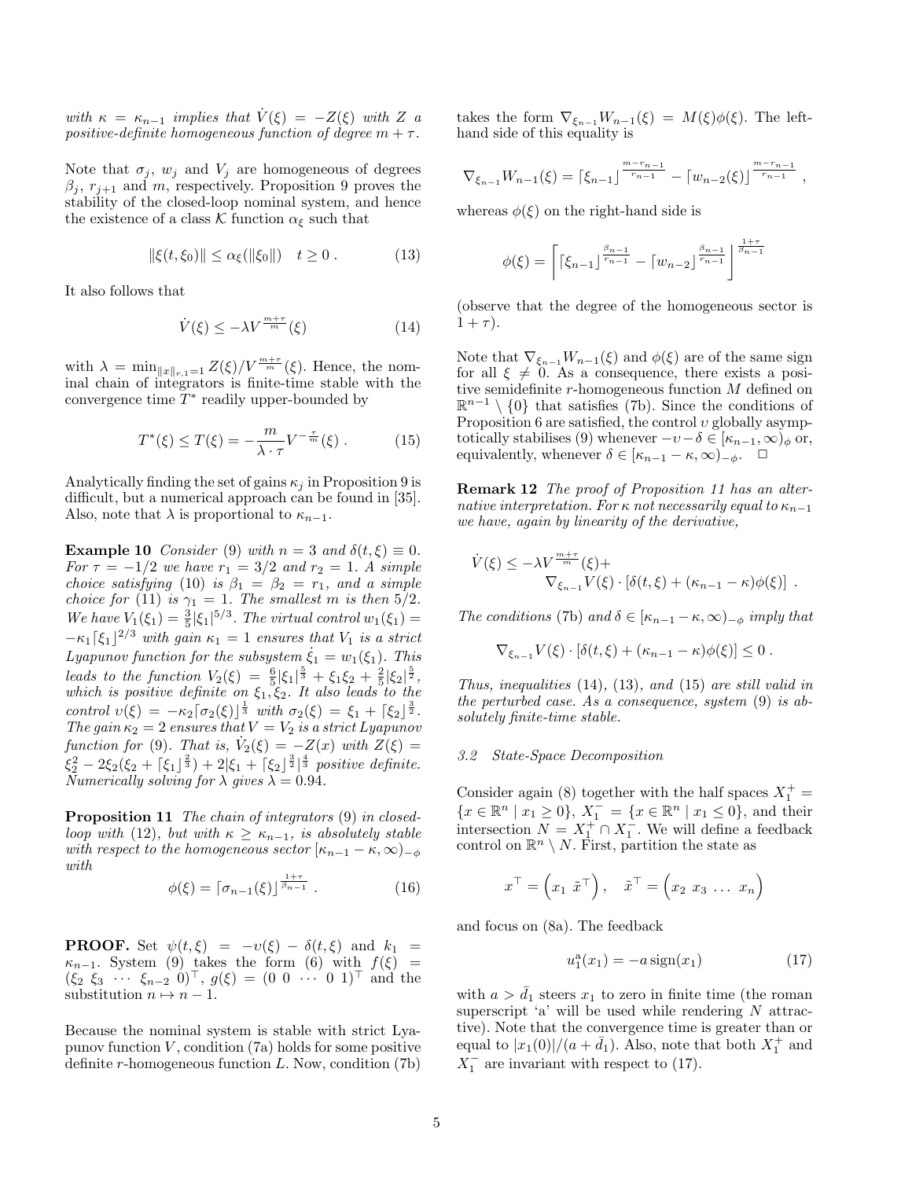*with $\kappa = \kappa_{n-1}$ implies that $\dot{V}(\xi) = -Z(\xi)$ with $Z$ a positive-definite homogeneous function of degree $m+\tau$.*

Note that $\sigma_j$, $w_j$ and $V_j$ are homogeneous of degrees $\beta_j$, $r_{j+1}$ and $m$, respectively. Proposition 9 proves the stability of the closed-loop nominal system, and hence the existence of a class $\mathcal{K}$ function $\alpha_\xi$ such that

$$\|\xi(t,\xi_0)\| \leq \alpha_\xi(\|\xi_0\|) \quad t \geq 0 \ . \tag{13}$$

It also follows that

$$\dot{V}(\xi) \leq -\lambda V^{\frac{m+\tau}{m}}(\xi) \tag{14}$$

with $\lambda = \min_{\|x\|_{r,1}=1} Z(\xi)/V^{\frac{m+\tau}{m}}(\xi)$. Hence, the nominal chain of integrators is finite-time stable with the convergence time $T^*$ readily upper-bounded by

$$T^*(\xi) \leq T(\xi) = -\frac{m}{\lambda \cdot \tau} V^{-\frac{\tau}{m}}(\xi) \ . \tag{15}$$

Analytically finding the set of gains $\kappa_j$ in Proposition 9 is difficult, but a numerical approach can be found in [35]. Also, note that $\lambda$ is proportional to $\kappa_{n-1}$.

**Example 10** *Consider* (9) *with $n=3$ and $\delta(t,\xi) \equiv 0$. For $\tau = -1/2$ we have $r_1 = 3/2$ and $r_2 = 1$. A simple choice satisfying* (10) *is $\beta_1 = \beta_2 = r_1$, and a simple choice for* (11) *is $\gamma_1 = 1$. The smallest $m$ is then $5/2$. We have $V_1(\xi_1) = \frac{3}{5}|\xi_1|^{5/3}$. The virtual control $w_1(\xi_1) = -\kappa_1 \lceil \xi_1 \rfloor^{2/3}$ with gain $\kappa_1 = 1$ ensures that $V_1$ is a strict Lyapunov function for the subsystem $\dot{\xi}_1 = w_1(\xi_1)$. This leads to the function $V_2(\xi) = \frac{6}{5}|\xi_1|^{\frac{5}{3}} + \xi_1\xi_2 + \frac{2}{5}|\xi_2|^{\frac{5}{2}}$, which is positive definite on $\xi_1, \xi_2$. It also leads to the control $\upsilon(\xi) = -\kappa_2 \lceil \sigma_2(\xi) \rfloor^{\frac{1}{3}}$ with $\sigma_2(\xi) = \xi_1 + \lceil \xi_2 \rfloor^{\frac{3}{2}}$. The gain $\kappa_2 = 2$ ensures that $V = V_2$ is a strict Lyapunov function for* (9)*. That is, $\dot{V}_2(\xi) = -Z(x)$ with $Z(\xi) = \xi_2^2 - 2\xi_2(\xi_2 + \lceil \xi_1 \rfloor^{\frac{2}{3}}) + 2|\xi_1 + \lceil \xi_2 \rfloor^{\frac{3}{2}}|^{\frac{4}{3}}$ positive definite. Numerically solving for $\lambda$ gives $\lambda = 0.94$.*

**Proposition 11** *The chain of integrators* (9) *in closed-loop with* (12)*, but with $\kappa \geq \kappa_{n-1}$, is absolutely stable with respect to the homogeneous sector $[\kappa_{n-1} - \kappa, \infty)_{-\phi}$ with*

$$\phi(\xi) = \lceil \sigma_{n-1}(\xi) \rfloor^{\frac{1+\tau}{\beta_{n-1}}} \ . \tag{16}$$

**PROOF.** Set $\psi(t,\xi) = -\upsilon(\xi) - \delta(t,\xi)$ and $k_1 = \kappa_{n-1}$. System (9) takes the form (6) with $f(\xi) = (\xi_2 \ \xi_3 \ \cdots \ \xi_{n-2} \ 0)^\top$, $g(\xi) = (0 \ 0 \ \cdots \ 0 \ 1)^\top$ and the substitution $n \mapsto n-1$.

Because the nominal system is stable with strict Lyapunov function $V$, condition (7a) holds for some positive definite $r$-homogeneous function $L$. Now, condition (7b) takes the form $\nabla_{\xi_{n-1}} W_{n-1}(\xi) = M(\xi)\phi(\xi)$. The left-hand side of this equality is

$$\nabla_{\xi_{n-1}} W_{n-1}(\xi) = \lceil \xi_{n-1} \rfloor^{\frac{m-r_{n-1}}{r_{n-1}}} - \lceil w_{n-2}(\xi) \rfloor^{\frac{m-r_{n-1}}{r_{n-1}}} \ ,$$

whereas $\phi(\xi)$ on the right-hand side is

$$\phi(\xi) = \left\lceil \lceil \xi_{n-1} \rfloor^{\frac{\beta_{n-1}}{r_{n-1}}} - \lceil w_{n-2} \rfloor^{\frac{\beta_{n-1}}{r_{n-1}}} \right\rfloor^{\frac{1+\tau}{\beta_{n-1}}}$$

(observe that the degree of the homogeneous sector is $1+\tau$).

Note that $\nabla_{\xi_{n-1}} W_{n-1}(\xi)$ and $\phi(\xi)$ are of the same sign for all $\xi \neq 0$. As a consequence, there exists a positive semidefinite $r$-homogeneous function $M$ defined on $\mathbb{R}^{n-1} \setminus \{0\}$ that satisfies (7b). Since the conditions of Proposition 6 are satisfied, the control $\upsilon$ globally asymptotically stabilises (9) whenever $-\upsilon - \delta \in [\kappa_{n-1}, \infty)_\phi$ or, equivalently, whenever $\delta \in [\kappa_{n-1} - \kappa, \infty)_{-\phi}$. $\square$

**Remark 12** *The proof of Proposition 11 has an alternative interpretation. For $\kappa$ not necessarily equal to $\kappa_{n-1}$ we have, again by linearity of the derivative,*

$$\dot{V}(\xi) \leq -\lambda V^{\frac{m+\tau}{m}}(\xi) + \nabla_{\xi_{n-1}} V(\xi) \cdot [\delta(t,\xi) + (\kappa_{n-1} - \kappa)\phi(\xi)] \ .$$

*The conditions* (7b) *and $\delta \in [\kappa_{n-1} - \kappa, \infty)_{-\phi}$ imply that*

$$\nabla_{\xi_{n-1}} V(\xi) \cdot [\delta(t,\xi) + (\kappa_{n-1} - \kappa)\phi(\xi)] \leq 0 \ .$$

*Thus, inequalities* (14)*,* (13)*, and* (15) *are still valid in the perturbed case. As a consequence, system* (9) *is absolutely finite-time stable.*

### 3.2 State-Space Decomposition

Consider again (8) together with the half spaces $X_1^+ = \{x \in \mathbb{R}^n \mid x_1 \geq 0\}$, $X_1^- = \{x \in \mathbb{R}^n \mid x_1 \leq 0\}$, and their intersection $N = X_1^+ \cap X_1^-$. We will define a feedback control on $\mathbb{R}^n \setminus N$. First, partition the state as

$$x^\top = \begin{pmatrix} x_1 & \tilde{x}^\top \end{pmatrix}, \quad \tilde{x}^\top = \begin{pmatrix} x_2 & x_3 & \dots & x_n \end{pmatrix}$$

and focus on (8a). The feedback

$$u_1^{\mathrm{a}}(x_1) = -a \operatorname{sign}(x_1) \tag{17}$$

with $a > \bar{d}_1$ steers $x_1$ to zero in finite time (the roman superscript 'a' will be used while rendering $N$ attractive). Note that the convergence time is greater than or equal to $|x_1(0)|/(a + \bar{d}_1)$. Also, note that both $X_1^+$ and $X_1^-$ are invariant with respect to (17).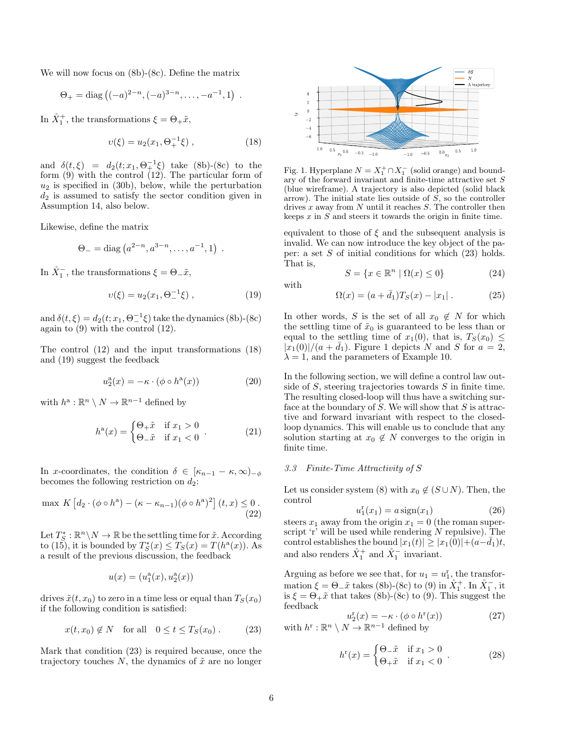We will now focus on (8b)-(8c). Define the matrix

$$\Theta_+ = \mathrm{diag}\left((-a)^{2-n}, (-a)^{3-n}, \ldots, -a^{-1}, 1\right) .$$

In $\mathring{X}_1^+$, the transformations $\xi = \Theta_+ \tilde{x}$,

$$\upsilon(\xi) = u_2(x_1, \Theta_+^{-1}\xi) , \tag{18}$$

and $\delta(t, \xi) = d_2(t; x_1, \Theta_+^{-1}\xi)$ take (8b)-(8c) to the form (9) with the control (12). The particular form of $u_2$ is specified in (30b), below, while the perturbation $d_2$ is assumed to satisfy the sector condition given in Assumption 14, also below.

Likewise, define the matrix

$$\Theta_- = \mathrm{diag}\left(a^{2-n}, a^{3-n}, \ldots, a^{-1}, 1\right) .$$

In $\mathring{X}_1^-$, the transformations $\xi = \Theta_- \tilde{x}$,

$$\upsilon(\xi) = u_2(x_1, \Theta_-^{-1}\xi) , \tag{19}$$

and $\delta(t, \xi) = d_2(t; x_1, \Theta_-^{-1}\xi)$ take the dynamics (8b)-(8c) again to (9) with the control (12).

The control (12) and the input transformations (18) and (19) suggest the feedback

$$u_2^{\mathrm{a}}(x) = -\kappa \cdot (\phi \circ h^{\mathrm{a}}(x)) \tag{20}$$

with $h^{\mathrm{a}} : \mathbb{R}^n \setminus N \to \mathbb{R}^{n-1}$ defined by

$$h^{\mathrm{a}}(x) = \begin{cases} \Theta_+ \tilde{x} & \text{if } x_1 > 0 \\ \Theta_- \tilde{x} & \text{if } x_1 < 0 \end{cases} . \tag{21}$$

In $x$-coordinates, the condition $\delta \in [\kappa_{n-1} - \kappa, \infty)_{-\phi}$ becomes the following restriction on $d_2$:

$$\max\, K\left[d_2 \cdot (\phi \circ h^{\mathrm{a}}) - (\kappa - \kappa_{n-1})(\phi \circ h^{\mathrm{a}})^2\right](t, x) \leq 0 . \tag{22}$$

Let $T_S^* : \mathbb{R}^n \setminus N \to \mathbb{R}$ be the settling time for $\tilde{x}$. According to (15), it is bounded by $T_S^*(x) \leq T_S(x) = T(h^{\mathrm{a}}(x))$. As a result of the previous discussion, the feedback

$$u(x) = (u_1^{\mathrm{a}}(x), u_2^{\mathrm{a}}(x))$$

drives $\tilde{x}(t, x_0)$ to zero in a time less or equal than $T_S(x_0)$ if the following condition is satisfied:

$$x(t, x_0) \notin N \quad \text{for all} \quad 0 \leq t \leq T_S(x_0) . \tag{23}$$

Mark that condition (23) is required because, once the trajectory touches $N$, the dynamics of $\tilde{x}$ are no longer equivalent to those of $\xi$ and the subsequent analysis is invalid. We can now introduce the key object of the paper: a set $S$ of initial conditions for which (23) holds. That is,

$$S = \{x \in \mathbb{R}^n \mid \Omega(x) \leq 0\} \tag{24}$$

with

$$\Omega(x) = (a + \bar{d}_1)T_S(x) - |x_1| . \tag{25}$$

In other words, $S$ is the set of all $x_0 \notin N$ for which the settling time of $\tilde{x}_0$ is guaranteed to be less than or equal to the settling time of $x_1(0)$, that is, $T_S(x_0) \leq |x_1(0)|/(a + \bar{d}_1)$. Figure 1 depicts $N$ and $S$ for $a = 2$, $\lambda = 1$, and the parameters of Example 10.

Fig. 1. Hyperplane $N = X_1^+ \cap X_1^-$ (solid orange) and boundary of the forward invariant and finite-time attractive set $S$ (blue wireframe). A trajectory is also depicted (solid black arrow). The initial state lies outside of $S$, so the controller drives $x$ away from $N$ until it reaches $S$. The controller then keeps $x$ in $S$ and steers it towards the origin in finite time.

In the following section, we will define a control law outside of $S$, steering trajectories towards $S$ in finite time. The resulting closed-loop will thus have a switching surface at the boundary of $S$. We will show that $S$ is attractive and forward invariant with respect to the closed-loop dynamics. This will enable us to conclude that any solution starting at $x_0 \notin N$ converges to the origin in finite time.

### 3.3 Finite-Time Attractivity of $S$

Let us consider system (8) with $x_0 \notin (S \cup N)$. Then, the control

$$u_1^{\mathrm{r}}(x_1) = a\,\mathrm{sign}(x_1) \tag{26}$$

steers $x_1$ away from the origin $x_1 = 0$ (the roman superscript 'r' will be used while rendering $N$ repulsive). The control establishes the bound $|x_1(t)| \geq |x_1(0)| + (a - \bar{d}_1)t$, and also renders $\mathring{X}_1^+$ and $\mathring{X}_1^-$ invariant.

Arguing as before we see that, for $u_1 = u_1^{\mathrm{r}}$, the transformation $\xi = \Theta_- \tilde{x}$ takes (8b)-(8c) to (9) in $\mathring{X}_1^+$. In $\mathring{X}_1^-$, it is $\xi = \Theta_+ \tilde{x}$ that takes (8b)-(8c) to (9). This suggest the feedback

$$u_2^{\mathrm{r}}(x) = -\kappa \cdot (\phi \circ h^{\mathrm{r}}(x)) \tag{27}$$

with $h^{\mathrm{r}} : \mathbb{R}^n \setminus N \to \mathbb{R}^{n-1}$ defined by

$$h^{\mathrm{r}}(x) = \begin{cases} \Theta_- \tilde{x} & \text{if } x_1 > 0 \\ \Theta_+ \tilde{x} & \text{if } x_1 < 0 \end{cases} . \tag{28}$$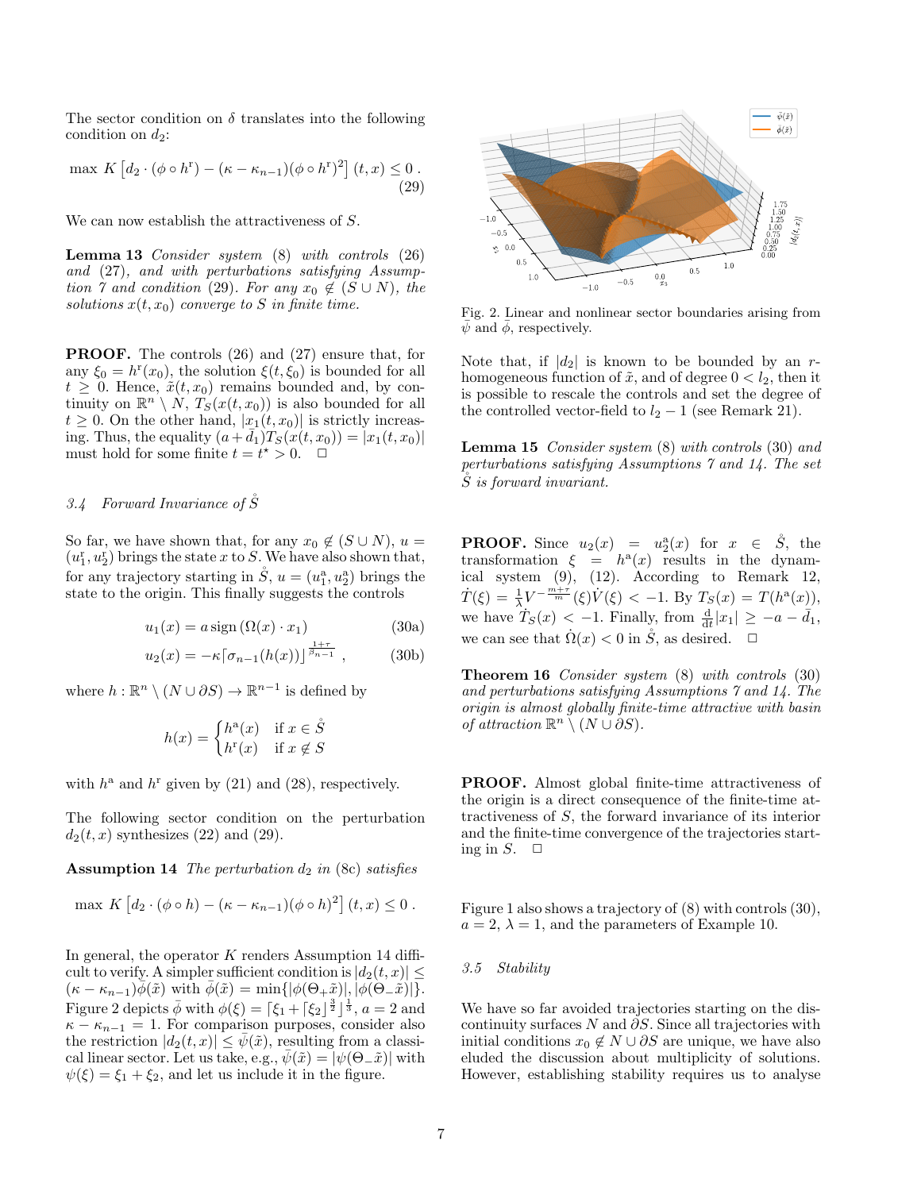The sector condition on $\delta$ translates into the following condition on $d_2$:

$$\max\ K\left[d_2 \cdot (\phi \circ h^{\mathrm{r}}) - (\kappa - \kappa_{n-1})(\phi \circ h^{\mathrm{r}})^2\right](t,x) \leq 0\ . \tag{29}$$

We can now establish the attractiveness of $S$.

**Lemma 13** *Consider system* (8) *with controls* (26) *and* (27)*, and with perturbations satisfying Assumption 7 and condition* (29)*. For any $x_0 \notin (S \cup N)$, the solutions $x(t, x_0)$ converge to $S$ in finite time.*

**PROOF.** The controls (26) and (27) ensure that, for any $\xi_0 = h^{\mathrm{r}}(x_0)$, the solution $\xi(t, \xi_0)$ is bounded for all $t \geq 0$. Hence, $\tilde{x}(t, x_0)$ remains bounded and, by continuity on $\mathbb{R}^n \setminus N$, $T_S(x(t, x_0))$ is also bounded for all $t \geq 0$. On the other hand, $|x_1(t, x_0)|$ is strictly increasing. Thus, the equality $(a + \bar{d}_1)T_S(x(t, x_0)) = |x_1(t, x_0)|$ must hold for some finite $t = t^\star > 0$. $\square$

### 3.4 Forward Invariance of $\mathring{S}$

So far, we have shown that, for any $x_0 \notin (S \cup N)$, $u = (u_1^{\mathrm{r}}, u_2^{\mathrm{r}})$ brings the state $x$ to $S$. We have also shown that, for any trajectory starting in $\mathring{S}$, $u = (u_1^{\mathrm{a}}, u_2^{\mathrm{a}})$ brings the state to the origin. This finally suggests the controls

$$u_1(x) = a\,\mathrm{sign}\left(\Omega(x) \cdot x_1\right) \tag{30a}$$

$$u_2(x) = -\kappa \lceil \sigma_{n-1}(h(x)) \rfloor^{\frac{1+\tau}{\beta_{n-1}}}\ , \tag{30b}$$

where $h : \mathbb{R}^n \setminus (N \cup \partial S) \to \mathbb{R}^{n-1}$ is defined by

$$h(x) = \begin{cases} h^{\mathrm{a}}(x) & \text{if } x \in \mathring{S} \\ h^{\mathrm{r}}(x) & \text{if } x \notin S \end{cases}$$

with $h^{\mathrm{a}}$ and $h^{\mathrm{r}}$ given by (21) and (28), respectively.

The following sector condition on the perturbation $d_2(t, x)$ synthesizes (22) and (29).

**Assumption 14** *The perturbation $d_2$ in* (8c) *satisfies*

$$\max\ K\left[d_2 \cdot (\phi \circ h) - (\kappa - \kappa_{n-1})(\phi \circ h)^2\right](t,x) \leq 0\ .$$

In general, the operator $K$ renders Assumption 14 difficult to verify. A simpler sufficient condition is $|d_2(t,x)| \leq (\kappa - \kappa_{n-1})\bar{\phi}(\tilde{x})$ with $\bar{\phi}(\tilde{x}) = \min\{|\phi(\Theta_+\tilde{x})|, |\phi(\Theta_-\tilde{x})|\}$. Figure 2 depicts $\bar{\phi}$ with $\phi(\xi) = \lceil \xi_1 + \lceil \xi_2 \rfloor^{\frac{3}{2}} \rfloor^{\frac{1}{3}}$, $a = 2$ and $\kappa - \kappa_{n-1} = 1$. For comparison purposes, consider also the restriction $|d_2(t,x)| \leq \bar{\psi}(\tilde{x})$, resulting from a classical linear sector. Let us take, e.g., $\bar{\psi}(\tilde{x}) = |\psi(\Theta_-\tilde{x})|$ with $\psi(\xi) = \xi_1 + \xi_2$, and let us include it in the figure.

Fig. 2. Linear and nonlinear sector boundaries arising from $\bar{\psi}$ and $\bar{\phi}$, respectively.

Note that, if $|d_2|$ is known to be bounded by an $r$-homogeneous function of $\tilde{x}$, and of degree $0 < l_2$, then it is possible to rescale the controls and set the degree of the controlled vector-field to $l_2 - 1$ (see Remark 21).

**Lemma 15** *Consider system* (8) *with controls* (30) *and perturbations satisfying Assumptions 7 and 14. The set $\mathring{S}$ is forward invariant.*

**PROOF.** Since $u_2(x) = u_2^{\mathrm{a}}(x)$ for $x \in \mathring{S}$, the transformation $\xi = h^{\mathrm{a}}(x)$ results in the dynamical system (9), (12). According to Remark 12, $\dot{T}(\xi) = \frac{1}{\lambda}V^{-\frac{m+\tau}{m}}(\xi)\dot{V}(\xi) < -1$. By $T_S(x) = T(h^{\mathrm{a}}(x))$, we have $\dot{T}_S(x) < -1$. Finally, from $\frac{\mathrm{d}}{\mathrm{d}t}|x_1| \geq -a - \bar{d}_1$, we can see that $\dot{\Omega}(x) < 0$ in $\mathring{S}$, as desired. $\square$

**Theorem 16** *Consider system* (8) *with controls* (30) *and perturbations satisfying Assumptions 7 and 14. The origin is almost globally finite-time attractive with basin of attraction $\mathbb{R}^n \setminus (N \cup \partial S)$.*

**PROOF.** Almost global finite-time attractiveness of the origin is a direct consequence of the finite-time attractiveness of $S$, the forward invariance of its interior and the finite-time convergence of the trajectories starting in $S$. $\square$

Figure 1 also shows a trajectory of (8) with controls (30), $a = 2$, $\lambda = 1$, and the parameters of Example 10.

### 3.5 Stability

We have so far avoided trajectories starting on the discontinuity surfaces $N$ and $\partial S$. Since all trajectories with initial conditions $x_0 \notin N \cup \partial S$ are unique, we have also eluded the discussion about multiplicity of solutions. However, establishing stability requires us to analyse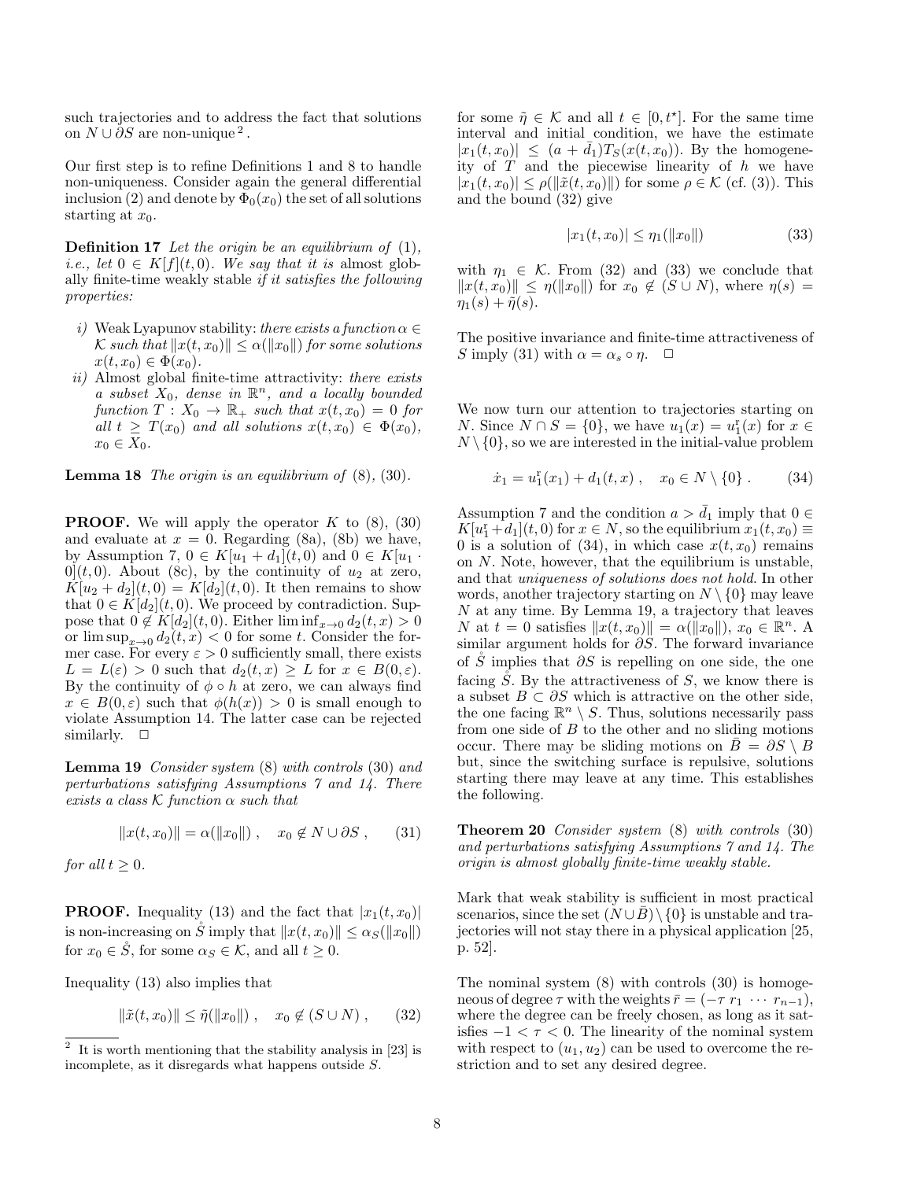such trajectories and to address the fact that solutions on $N \cup \partial S$ are non-unique [2].

Our first step is to refine Definitions 1 and 8 to handle non-uniqueness. Consider again the general differential inclusion (2) and denote by $\Phi_0(x_0)$ the set of all solutions starting at $x_0$.

**Definition 17** *Let the origin be an equilibrium of* (1), *i.e., let* $0 \in K[f](t, 0)$. *We say that it is* almost globally finite-time weakly stable *if it satisfies the following properties:*

- *i)* Weak Lyapunov stability: *there exists a function* $\alpha \in \mathcal{K}$ *such that* $\|x(t, x_0)\| \leq \alpha(\|x_0\|)$ *for some solutions* $x(t, x_0) \in \Phi(x_0)$.
- *ii)* Almost global finite-time attractivity: *there exists a subset* $X_0$*, dense in* $\mathbb{R}^n$*, and a locally bounded function* $T : X_0 \to \mathbb{R}_+$ *such that* $x(t, x_0) = 0$ *for all* $t \geq T(x_0)$ *and all solutions* $x(t, x_0) \in \Phi(x_0)$*,* $x_0 \in X_0$.

**Lemma 18** *The origin is an equilibrium of* (8), (30).

**PROOF.** We will apply the operator $K$ to (8), (30) and evaluate at $x = 0$. Regarding (8a), (8b) we have, by Assumption 7, $0 \in K[u_1 + d_1](t, 0)$ and $0 \in K[u_1 \cdot 0](t, 0)$. About (8c), by the continuity of $u_2$ at zero, $K[u_2 + d_2](t, 0) = K[d_2](t, 0)$. It then remains to show that $0 \in K[d_2](t, 0)$. We proceed by contradiction. Suppose that $0 \notin K[d_2](t, 0)$. Either $\liminf_{x\to 0} d_2(t, x) > 0$ or $\limsup_{x\to 0} d_2(t, x) < 0$ for some $t$. Consider the former case. For every $\varepsilon > 0$ sufficiently small, there exists $L = L(\varepsilon) > 0$ such that $d_2(t, x) \geq L$ for $x \in B(0, \varepsilon)$. By the continuity of $\phi \circ h$ at zero, we can always find $x \in B(0, \varepsilon)$ such that $\phi(h(x)) > 0$ is small enough to violate Assumption 14. The latter case can be rejected similarly. $\square$

**Lemma 19** *Consider system* (8) *with controls* (30) *and perturbations satisfying Assumptions 7 and 14. There exists a class* $\mathcal{K}$ *function* $\alpha$ *such that*

$$\|x(t, x_0)\| = \alpha(\|x_0\|) \, , \quad x_0 \notin N \cup \partial S \, , \tag{31}$$

*for all* $t \geq 0$.

**PROOF.** Inequality (13) and the fact that $|x_1(t, x_0)|$ is non-increasing on $\mathring{S}$ imply that $\|x(t, x_0)\| \leq \alpha_S(\|x_0\|)$ for $x_0 \in \mathring{S}$, for some $\alpha_S \in \mathcal{K}$, and all $t \geq 0$.

Inequality (13) also implies that

$$\|\tilde{x}(t, x_0)\| \leq \tilde{\eta}(\|x_0\|) \, , \quad x_0 \notin (S \cup N) \, , \tag{32}$$

for some $\tilde{\eta} \in \mathcal{K}$ and all $t \in [0, t^\star]$. For the same time interval and initial condition, we have the estimate $|x_1(t, x_0)| \leq (a + \bar{d}_1)T_S(x(t, x_0))$. By the homogeneity of $T$ and the piecewise linearity of $h$ we have $|x_1(t, x_0)| \leq \rho(\|\tilde{x}(t, x_0)\|)$ for some $\rho \in \mathcal{K}$ (cf. (3)). This and the bound (32) give

$$|x_1(t, x_0)| \leq \eta_1(\|x_0\|) \tag{33}$$

with $\eta_1 \in \mathcal{K}$. From (32) and (33) we conclude that $\|x(t, x_0)\| \leq \eta(\|x_0\|)$ for $x_0 \notin (S \cup N)$, where $\eta(s) = \eta_1(s) + \tilde{\eta}(s)$.

The positive invariance and finite-time attractiveness of $S$ imply (31) with $\alpha = \alpha_s \circ \eta$. $\square$

We now turn our attention to trajectories starting on $N$. Since $N \cap S = \{0\}$, we have $u_1(x) = u_1^{\mathrm{r}}(x)$ for $x \in N \setminus \{0\}$, so we are interested in the initial-value problem

$$\dot{x}_1 = u_1^{\mathrm{r}}(x_1) + d_1(t, x) \, , \quad x_0 \in N \setminus \{0\} \, . \tag{34}$$

Assumption 7 and the condition $a > \bar{d}_1$ imply that $0 \in K[u_1^{\mathrm{r}} + d_1](t, 0)$ for $x \in N$, so the equilibrium $x_1(t, x_0) \equiv 0$ is a solution of (34), in which case $x(t, x_0)$ remains on $N$. Note, however, that the equilibrium is unstable, and that *uniqueness of solutions does not hold*. In other words, another trajectory starting on $N \setminus \{0\}$ may leave $N$ at any time. By Lemma 19, a trajectory that leaves $N$ at $t = 0$ satisfies $\|x(t, x_0)\| = \alpha(\|x_0\|)$, $x_0 \in \mathbb{R}^n$. A similar argument holds for $\partial S$. The forward invariance of $\mathring{S}$ implies that $\partial S$ is repelling on one side, the one facing $\mathring{S}$. By the attractiveness of $S$, we know there is a subset $B \subset \partial S$ which is attractive on the other side, the one facing $\mathbb{R}^n \setminus S$. Thus, solutions necessarily pass from one side of $B$ to the other and no sliding motions occur. There may be sliding motions on $\bar{B} = \partial S \setminus B$ but, since the switching surface is repulsive, solutions starting there may leave at any time. This establishes the following.

**Theorem 20** *Consider system* (8) *with controls* (30) *and perturbations satisfying Assumptions 7 and 14. The origin is almost globally finite-time weakly stable.*

Mark that weak stability is sufficient in most practical scenarios, since the set $(N \cup \bar{B}) \setminus \{0\}$ is unstable and trajectories will not stay there in a physical application [25, p. 52].

The nominal system (8) with controls (30) is homogeneous of degree $\tau$ with the weights $\bar{r} = (-\tau \; r_1 \; \cdots \; r_{n-1})$, where the degree can be freely chosen, as long as it satisfies $-1 < \tau < 0$. The linearity of the nominal system with respect to $(u_1, u_2)$ can be used to overcome the restriction and to set any desired degree.

[2] It is worth mentioning that the stability analysis in [23] is incomplete, as it disregards what happens outside $S$.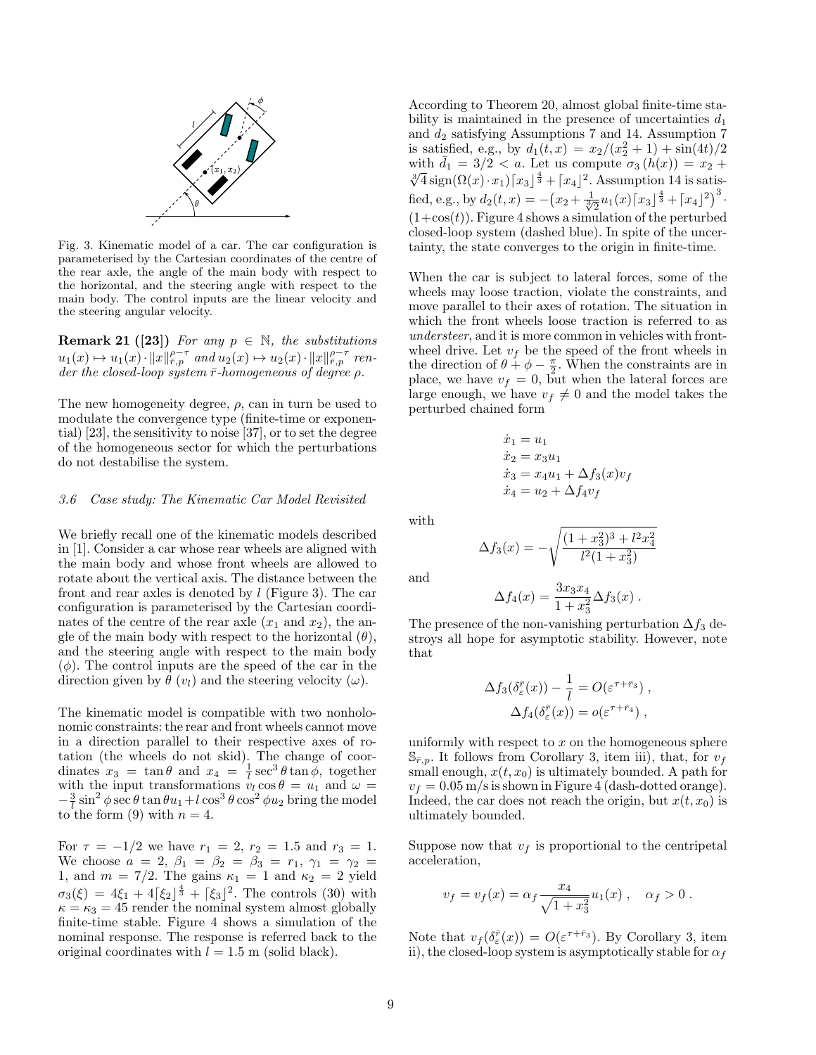Fig. 3. Kinematic model of a car. The car configuration is parameterised by the Cartesian coordinates of the centre of the rear axle, the angle of the main body with respect to the horizontal, and the steering angle with respect to the main body. The control inputs are the linear velocity and the steering angular velocity.

**Remark 21 ([23])** *For any $p \in \mathbb{N}$, the substitutions $u_1(x) \mapsto u_1(x) \cdot \|x\|_{\bar{r},p}^{\rho-\tau}$ and $u_2(x) \mapsto u_2(x) \cdot \|x\|_{\bar{r},p}^{\rho-\tau}$ render the closed-loop system $\bar{r}$-homogeneous of degree $\rho$.*

The new homogeneity degree, $\rho$, can in turn be used to modulate the convergence type (finite-time or exponential) [23], the sensitivity to noise [37], or to set the degree of the homogeneous sector for which the perturbations do not destabilise the system.

### *3.6 Case study: The Kinematic Car Model Revisited*

We briefly recall one of the kinematic models described in [1]. Consider a car whose rear wheels are aligned with the main body and whose front wheels are allowed to rotate about the vertical axis. The distance between the front and rear axles is denoted by $l$ (Figure 3). The car configuration is parameterised by the Cartesian coordinates of the centre of the rear axle ($x_1$ and $x_2$), the angle of the main body with respect to the horizontal ($\theta$), and the steering angle with respect to the main body ($\phi$). The control inputs are the speed of the car in the direction given by $\theta$ ($v_l$) and the steering velocity ($\omega$).

The kinematic model is compatible with two nonholonomic constraints: the rear and front wheels cannot move in a direction parallel to their respective axes of rotation (the wheels do not skid). The change of coordinates $x_3 = \tan\theta$ and $x_4 = \frac{1}{l}\sec^3\theta\tan\phi$, together with the input transformations $v_l\cos\theta = u_1$ and $\omega = -\frac{3}{l}\sin^2\phi\sec\theta\tan\theta u_1 + l\cos^3\theta\cos^2\phi u_2$ bring the model to the form (9) with $n = 4$.

For $\tau = -1/2$ we have $r_1 = 2$, $r_2 = 1.5$ and $r_3 = 1$. We choose $a = 2$, $\beta_1 = \beta_2 = \beta_3 = r_1$, $\gamma_1 = \gamma_2 = 1$, and $m = 7/2$. The gains $\kappa_1 = 1$ and $\kappa_2 = 2$ yield $\sigma_3(\xi) = 4\xi_1 + 4\lceil\xi_2\rfloor^{\frac{4}{3}} + \lceil\xi_3\rfloor^2$. The controls (30) with $\kappa = \kappa_3 = 45$ render the nominal system almost globally finite-time stable. Figure 4 shows a simulation of the nominal response. The response is referred back to the original coordinates with $l = 1.5$ m (solid black).

According to Theorem 20, almost global finite-time stability is maintained in the presence of uncertainties $d_1$ and $d_2$ satisfying Assumptions 7 and 14. Assumption 7 is satisfied, e.g., by $d_1(t,x) = x_2/(x_2^2+1) + \sin(4t)/2$ with $\bar{d}_1 = 3/2 < a$. Let us compute $\sigma_3(h(x)) = x_2 + \sqrt[3]{4}\,\mathrm{sign}(\Omega(x)\cdot x_1)\lceil x_3\rfloor^{\frac{4}{3}} + \lceil x_4\rfloor^2$. Assumption 14 is satisfied, e.g., by $d_2(t,x) = -\big(x_2 + \frac{1}{\sqrt[3]{2}}u_1(x)\lceil x_3\rfloor^{\frac{4}{3}} + \lceil x_4\rfloor^2\big)^3 \cdot (1+\cos(t))$. Figure 4 shows a simulation of the perturbed closed-loop system (dashed blue). In spite of the uncertainty, the state converges to the origin in finite-time.

When the car is subject to lateral forces, some of the wheels may loose traction, violate the constraints, and move parallel to their axes of rotation. The situation in which the front wheels loose traction is referred to as *understeer*, and it is more common in vehicles with front-wheel drive. Let $v_f$ be the speed of the front wheels in the direction of $\theta + \phi - \frac{\pi}{2}$. When the constraints are in place, we have $v_f = 0$, but when the lateral forces are large enough, we have $v_f \neq 0$ and the model takes the perturbed chained form

$$
\begin{aligned}
\dot{x}_1 &= u_1 \\
\dot{x}_2 &= x_3 u_1 \\
\dot{x}_3 &= x_4 u_1 + \Delta f_3(x) v_f \\
\dot{x}_4 &= u_2 + \Delta f_4 v_f
\end{aligned}
$$

with

$$
\Delta f_3(x) = -\sqrt{\frac{(1+x_3^2)^3 + l^2 x_4^2}{l^2(1+x_3^2)}}
$$

and

$$
\Delta f_4(x) = \frac{3x_3x_4}{1+x_3^2}\Delta f_3(x) \,.
$$

The presence of the non-vanishing perturbation $\Delta f_3$ destroys all hope for asymptotic stability. However, note that

$$
\Delta f_3(\delta_\varepsilon^{\bar{r}}(x)) - \frac{1}{l} = O(\varepsilon^{\tau+\bar{r}_3}) \,,
$$
$$
\Delta f_4(\delta_\varepsilon^{\bar{r}}(x)) = o(\varepsilon^{\tau+\bar{r}_4}) \,,
$$

uniformly with respect to $x$ on the homogeneous sphere $\mathbb{S}_{\bar{r},p}$. It follows from Corollary 3, item iii), that, for $v_f$ small enough, $x(t,x_0)$ is ultimately bounded. A path for $v_f = 0.05$ m/s is shown in Figure 4 (dash-dotted orange). Indeed, the car does not reach the origin, but $x(t,x_0)$ is ultimately bounded.

Suppose now that $v_f$ is proportional to the centripetal acceleration,

$$
v_f = v_f(x) = \alpha_f \frac{x_4}{\sqrt{1+x_3^2}} u_1(x) \,, \quad \alpha_f > 0 \,.
$$

Note that $v_f(\delta_\varepsilon^{\bar{r}}(x)) = O(\varepsilon^{\tau+\bar{r}_3})$. By Corollary 3, item ii), the closed-loop system is asymptotically stable for $\alpha_f$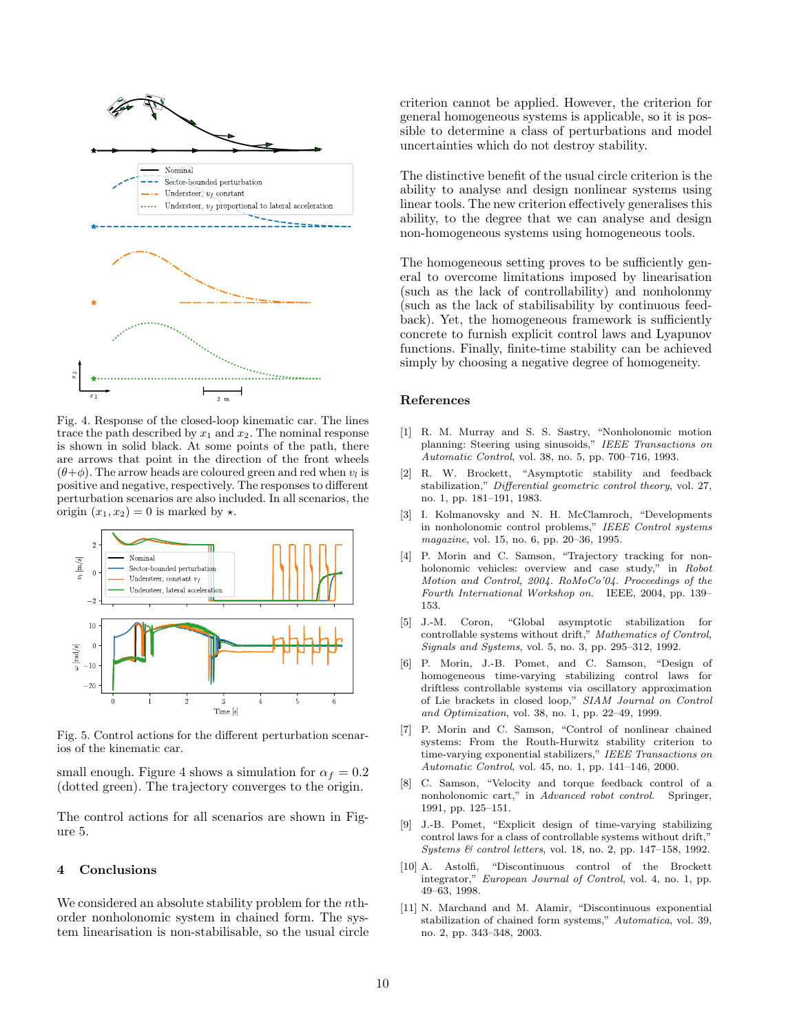Fig. 4. Response of the closed-loop kinematic car. The lines trace the path described by $x_1$ and $x_2$. The nominal response is shown in solid black. At some points of the path, there are arrows that point in the direction of the front wheels $(\theta+\phi)$. The arrow heads are coloured green and red when $v_l$ is positive and negative, respectively. The responses to different perturbation scenarios are also included. In all scenarios, the origin $(x_1, x_2) = 0$ is marked by $\star$.

Fig. 5. Control actions for the different perturbation scenarios of the kinematic car.

small enough. Figure 4 shows a simulation for $\alpha_f = 0.2$ (dotted green). The trajectory converges to the origin.

The control actions for all scenarios are shown in Figure 5.

## 4 Conclusions

We considered an absolute stability problem for the $n$th-order nonholonomic system in chained form. The system linearisation is non-stabilisable, so the usual circle criterion cannot be applied. However, the criterion for general homogeneous systems is applicable, so it is possible to determine a class of perturbations and model uncertainties which do not destroy stability.

The distinctive benefit of the usual circle criterion is the ability to analyse and design nonlinear systems using linear tools. The new criterion effectively generalises this ability, to the degree that we can analyse and design non-homogeneous systems using homogeneous tools.

The homogeneous setting proves to be sufficiently general to overcome limitations imposed by linearisation (such as the lack of controllability) and nonholonmy (such as the lack of stabilisability by continuous feedback). Yet, the homogeneous framework is sufficiently concrete to furnish explicit control laws and Lyapunov functions. Finally, finite-time stability can be achieved simply by choosing a negative degree of homogeneity.

## References

[1] R. M. Murray and S. S. Sastry, "Nonholonomic motion planning: Steering using sinusoids," *IEEE Transactions on Automatic Control*, vol. 38, no. 5, pp. 700–716, 1993.

[2] R. W. Brockett, "Asymptotic stability and feedback stabilization," *Differential geometric control theory*, vol. 27, no. 1, pp. 181–191, 1983.

[3] I. Kolmanovsky and N. H. McClamroch, "Developments in nonholonomic control problems," *IEEE Control systems magazine*, vol. 15, no. 6, pp. 20–36, 1995.

[4] P. Morin and C. Samson, "Trajectory tracking for non-holonomic vehicles: overview and case study," in *Robot Motion and Control, 2004. RoMoCo'04. Proceedings of the Fourth International Workshop on.* IEEE, 2004, pp. 139–153.

[5] J.-M. Coron, "Global asymptotic stabilization for controllable systems without drift," *Mathematics of Control, Signals and Systems*, vol. 5, no. 3, pp. 295–312, 1992.

[6] P. Morin, J.-B. Pomet, and C. Samson, "Design of homogeneous time-varying stabilizing control laws for driftless controllable systems via oscillatory approximation of Lie brackets in closed loop," *SIAM Journal on Control and Optimization*, vol. 38, no. 1, pp. 22–49, 1999.

[7] P. Morin and C. Samson, "Control of nonlinear chained systems: From the Routh-Hurwitz stability criterion to time-varying exponential stabilizers," *IEEE Transactions on Automatic Control*, vol. 45, no. 1, pp. 141–146, 2000.

[8] C. Samson, "Velocity and torque feedback control of a nonholonomic cart," in *Advanced robot control.* Springer, 1991, pp. 125–151.

[9] J.-B. Pomet, "Explicit design of time-varying stabilizing control laws for a class of controllable systems without drift," *Systems & control letters*, vol. 18, no. 2, pp. 147–158, 1992.

[10] A. Astolfi, "Discontinuous control of the Brockett integrator," *European Journal of Control*, vol. 4, no. 1, pp. 49–63, 1998.

[11] N. Marchand and M. Alamir, "Discontinuous exponential stabilization of chained form systems," *Automatica*, vol. 39, no. 2, pp. 343–348, 2003.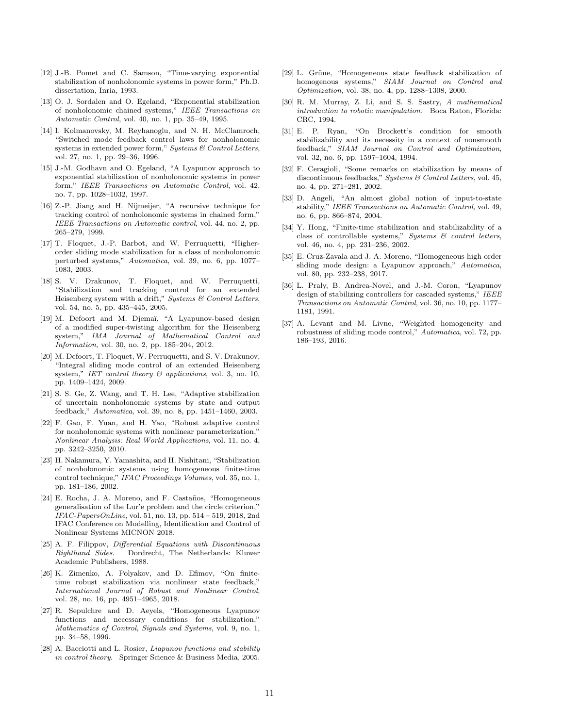[12] J.-B. Pomet and C. Samson, "Time-varying exponential stabilization of nonholonomic systems in power form," Ph.D. dissertation, Inria, 1993.

[13] O. J. Sordalen and O. Egeland, "Exponential stabilization of nonholonomic chained systems," *IEEE Transactions on Automatic Control*, vol. 40, no. 1, pp. 35–49, 1995.

[14] I. Kolmanovsky, M. Reyhanoglu, and N. H. McClamroch, "Switched mode feedback control laws for nonholonomic systems in extended power form," *Systems & Control Letters*, vol. 27, no. 1, pp. 29–36, 1996.

[15] J.-M. Godhavn and O. Egeland, "A Lyapunov approach to exponential stabilization of nonholonomic systems in power form," *IEEE Transactions on Automatic Control*, vol. 42, no. 7, pp. 1028–1032, 1997.

[16] Z.-P. Jiang and H. Nijmeijer, "A recursive technique for tracking control of nonholonomic systems in chained form," *IEEE Transactions on Automatic control*, vol. 44, no. 2, pp. 265–279, 1999.

[17] T. Floquet, J.-P. Barbot, and W. Perruquetti, "Higher-order sliding mode stabilization for a class of nonholonomic perturbed systems," *Automatica*, vol. 39, no. 6, pp. 1077–1083, 2003.

[18] S. V. Drakunov, T. Floquet, and W. Perruquetti, "Stabilization and tracking control for an extended Heisenberg system with a drift," *Systems & Control Letters*, vol. 54, no. 5, pp. 435–445, 2005.

[19] M. Defoort and M. Djemaï, "A Lyapunov-based design of a modified super-twisting algorithm for the Heisenberg system," *IMA Journal of Mathematical Control and Information*, vol. 30, no. 2, pp. 185–204, 2012.

[20] M. Defoort, T. Floquet, W. Perruquetti, and S. V. Drakunov, "Integral sliding mode control of an extended Heisenberg system," *IET control theory & applications*, vol. 3, no. 10, pp. 1409–1424, 2009.

[21] S. S. Ge, Z. Wang, and T. H. Lee, "Adaptive stabilization of uncertain nonholonomic systems by state and output feedback," *Automatica*, vol. 39, no. 8, pp. 1451–1460, 2003.

[22] F. Gao, F. Yuan, and H. Yao, "Robust adaptive control for nonholonomic systems with nonlinear parameterization," *Nonlinear Analysis: Real World Applications*, vol. 11, no. 4, pp. 3242–3250, 2010.

[23] H. Nakamura, Y. Yamashita, and H. Nishitani, "Stabilization of nonholonomic systems using homogeneous finite-time control technique," *IFAC Proceedings Volumes*, vol. 35, no. 1, pp. 181–186, 2002.

[24] E. Rocha, J. A. Moreno, and F. Castaños, "Homogeneous generalisation of the Lur'e problem and the circle criterion," *IFAC-PapersOnLine*, vol. 51, no. 13, pp. 514 – 519, 2018, 2nd IFAC Conference on Modelling, Identification and Control of Nonlinear Systems MICNON 2018.

[25] A. F. Filippov, *Differential Equations with Discontinuous Righthand Sides*. Dordrecht, The Netherlands: Kluwer Academic Publishers, 1988.

[26] K. Zimenko, A. Polyakov, and D. Efimov, "On finite-time robust stabilization via nonlinear state feedback," *International Journal of Robust and Nonlinear Control*, vol. 28, no. 16, pp. 4951–4965, 2018.

[27] R. Sepulchre and D. Aeyels, "Homogeneous Lyapunov functions and necessary conditions for stabilization," *Mathematics of Control, Signals and Systems*, vol. 9, no. 1, pp. 34–58, 1996.

[28] A. Bacciotti and L. Rosier, *Liapunov functions and stability in control theory*. Springer Science & Business Media, 2005.

[29] L. Grüne, "Homogeneous state feedback stabilization of homogenous systems," *SIAM Journal on Control and Optimization*, vol. 38, no. 4, pp. 1288–1308, 2000.

[30] R. M. Murray, Z. Li, and S. S. Sastry, *A mathematical introduction to robotic manipulation*. Boca Raton, Florida: CRC, 1994.

[31] E. P. Ryan, "On Brockett's condition for smooth stabilizability and its necessity in a context of nonsmooth feedback," *SIAM Journal on Control and Optimization*, vol. 32, no. 6, pp. 1597–1604, 1994.

[32] F. Ceragioli, "Some remarks on stabilization by means of discontinuous feedbacks," *Systems & Control Letters*, vol. 45, no. 4, pp. 271–281, 2002.

[33] D. Angeli, "An almost global notion of input-to-state stability," *IEEE Transactions on Automatic Control*, vol. 49, no. 6, pp. 866–874, 2004.

[34] Y. Hong, "Finite-time stabilization and stabilizability of a class of controllable systems," *Systems & control letters*, vol. 46, no. 4, pp. 231–236, 2002.

[35] E. Cruz-Zavala and J. A. Moreno, "Homogeneous high order sliding mode design: a Lyapunov approach," *Automatica*, vol. 80, pp. 232–238, 2017.

[36] L. Praly, B. Andrea-Novel, and J.-M. Coron, "Lyapunov design of stabilizing controllers for cascaded systems," *IEEE Transactions on Automatic Control*, vol. 36, no. 10, pp. 1177–1181, 1991.

[37] A. Levant and M. Livne, "Weighted homogeneity and robustness of sliding mode control," *Automatica*, vol. 72, pp. 186–193, 2016.